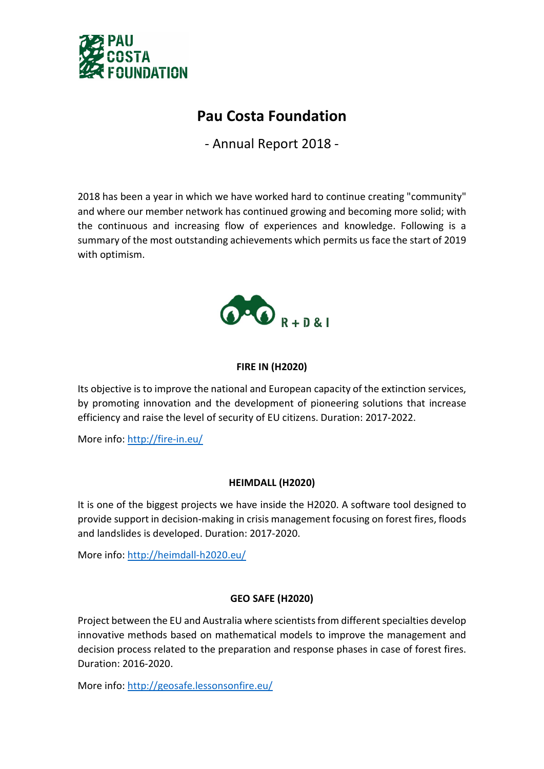PAU COSTA FOUNDATION

# Pau Costa Foundation

- Annual Report 2018 -

2018 has been a year in which we have worked hard to continue creating "community" and where our member network has continued growing and becoming more solid; with the continuous and increasing flow of experiences and knowledge. Following is a summary of the most outstanding achievements which permits us face the start of 2019 with optimism.

## R + D & I

### FIRE IN (H2020)

Its objective is to improve the national and European capacity of the extinction services, by promoting innovation and the development of pioneering solutions that increase efficiency and raise the level of security of EU citizens. Duration: 2017-2022.

More info: [http://fire-in.eu/](http://fire-in.eu/)

### HEIMDALL (H2020)

It is one of the biggest projects we have inside the H2020. A software tool designed to provide support in decision-making in crisis management focusing on forest fires, floods and landslides is developed. Duration: 2017-2020.

More info: [http://heimdall-h2020.eu/](http://heimdall-h2020.eu/)

### GEO SAFE (H2020)

Project between the EU and Australia where scientists from different specialties develop innovative methods based on mathematical models to improve the management and decision process related to the preparation and response phases in case of forest fires. Duration: 2016-2020.

More info: [http://geosafe.lessonsonfire.eu/](http://geosafe.lessonsonfire.eu/)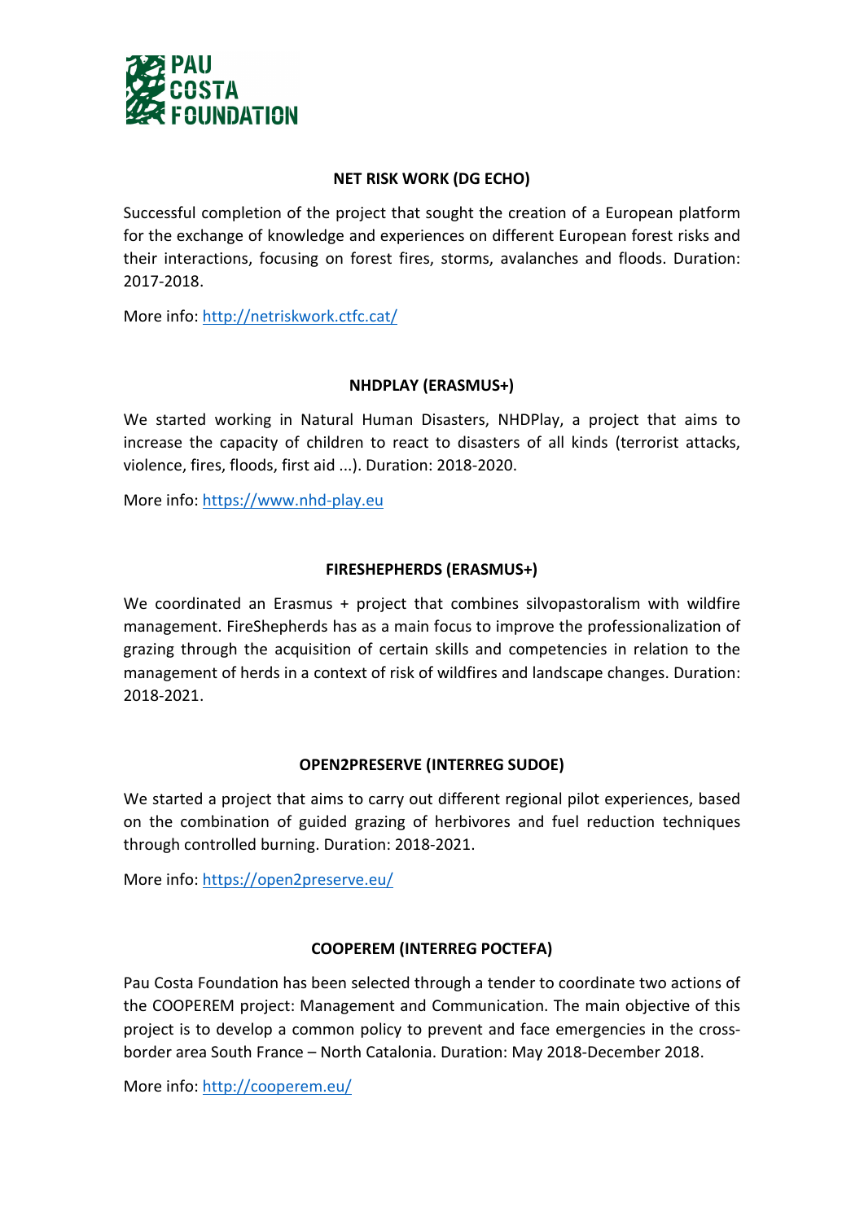### NET RISK WORK (DG ECHO)

Successful completion of the project that sought the creation of a European platform for the exchange of knowledge and experiences on different European forest risks and their interactions, focusing on forest fires, storms, avalanches and floods. Duration: 2017-2018.

More info: [http://netriskwork.ctfc.cat/](http://netriskwork.ctfc.cat/)

### NHDPLAY (ERASMUS+)

We started working in Natural Human Disasters, NHDPlay, a project that aims to increase the capacity of children to react to disasters of all kinds (terrorist attacks, violence, fires, floods, first aid ...). Duration: 2018-2020.

More info: [https://www.nhd-play.eu](https://www.nhd-play.eu)

### FIRESHEPHERDS (ERASMUS+)

We coordinated an Erasmus + project that combines silvopastoralism with wildfire management. FireShepherds has as a main focus to improve the professionalization of grazing through the acquisition of certain skills and competencies in relation to the management of herds in a context of risk of wildfires and landscape changes. Duration: 2018-2021.

### OPEN2PRESERVE (INTERREG SUDOE)

We started a project that aims to carry out different regional pilot experiences, based on the combination of guided grazing of herbivores and fuel reduction techniques through controlled burning. Duration: 2018-2021.

More info: [https://open2preserve.eu/](https://open2preserve.eu/)

### COOPEREM (INTERREG POCTEFA)

Pau Costa Foundation has been selected through a tender to coordinate two actions of the COOPEREM project: Management and Communication. The main objective of this project is to develop a common policy to prevent and face emergencies in the cross-border area South France – North Catalonia. Duration: May 2018-December 2018.

More info: [http://cooperem.eu/](http://cooperem.eu/)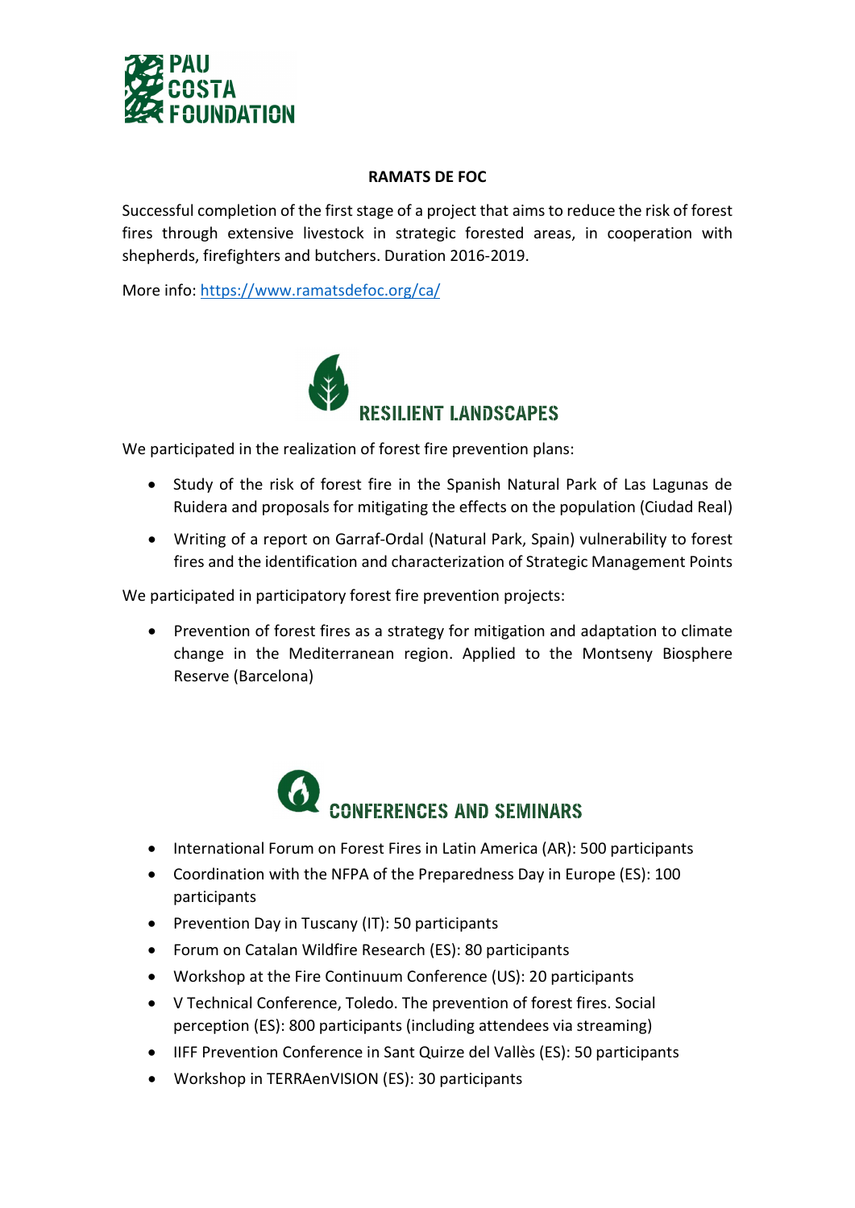**PAU COSTA FOUNDATION**

## RAMATS DE FOC

Successful completion of the first stage of a project that aims to reduce the risk of forest fires through extensive livestock in strategic forested areas, in cooperation with shepherds, firefighters and butchers. Duration 2016-2019.

More info: https://www.ramatsdefoc.org/ca/

## RESILIENT LANDSCAPES

We participated in the realization of forest fire prevention plans:

- Study of the risk of forest fire in the Spanish Natural Park of Las Lagunas de Ruidera and proposals for mitigating the effects on the population (Ciudad Real)
- Writing of a report on Garraf-Ordal (Natural Park, Spain) vulnerability to forest fires and the identification and characterization of Strategic Management Points

We participated in participatory forest fire prevention projects:

- Prevention of forest fires as a strategy for mitigation and adaptation to climate change in the Mediterranean region. Applied to the Montseny Biosphere Reserve (Barcelona)

## CONFERENCES AND SEMINARS

- International Forum on Forest Fires in Latin America (AR): 500 participants
- Coordination with the NFPA of the Preparedness Day in Europe (ES): 100 participants
- Prevention Day in Tuscany (IT): 50 participants
- Forum on Catalan Wildfire Research (ES): 80 participants
- Workshop at the Fire Continuum Conference (US): 20 participants
- V Technical Conference, Toledo. The prevention of forest fires. Social perception (ES): 800 participants (including attendees via streaming)
- IIFF Prevention Conference in Sant Quirze del Vallès (ES): 50 participants
- Workshop in TERRAenVISION (ES): 30 participants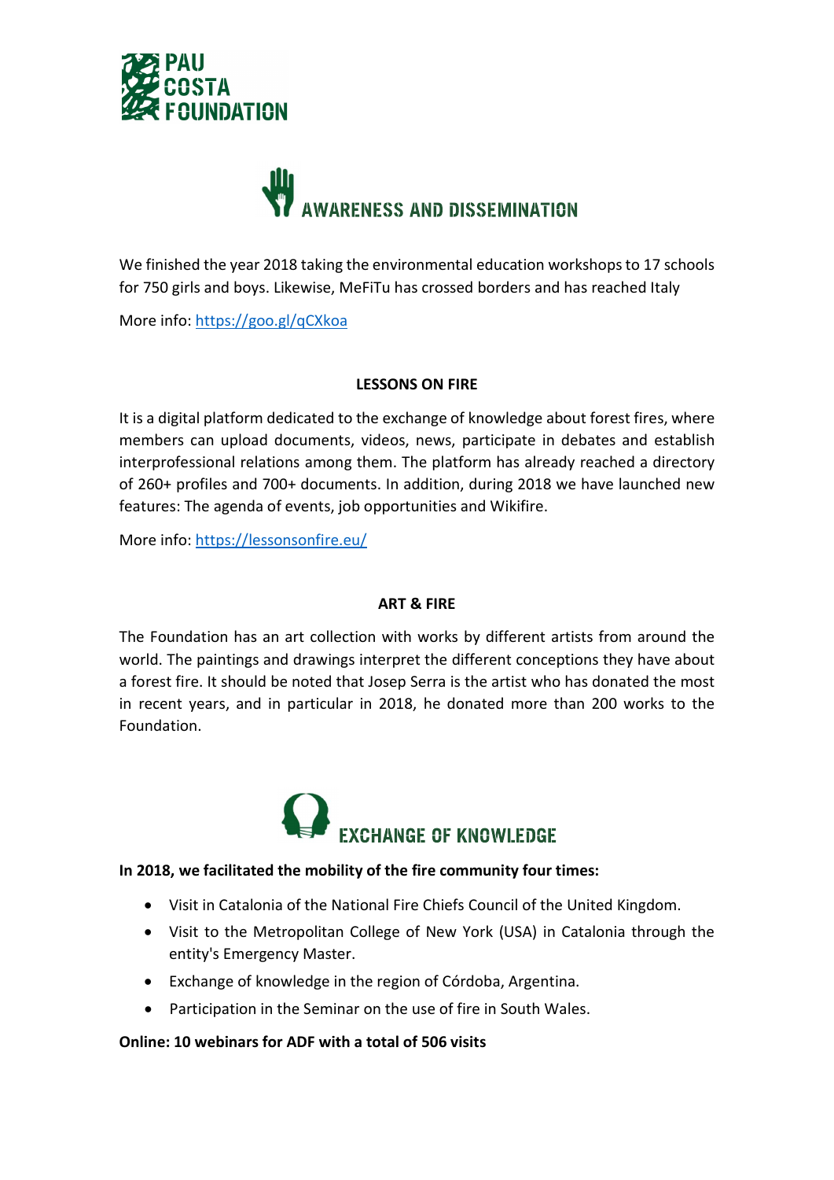PAU COSTA FOUNDATION

## AWARENESS AND DISSEMINATION

We finished the year 2018 taking the environmental education workshops to 17 schools for 750 girls and boys. Likewise, MeFiTu has crossed borders and has reached Italy

More info: https://goo.gl/qCXkoa

### LESSONS ON FIRE

It is a digital platform dedicated to the exchange of knowledge about forest fires, where members can upload documents, videos, news, participate in debates and establish interprofessional relations among them. The platform has already reached a directory of 260+ profiles and 700+ documents. In addition, during 2018 we have launched new features: The agenda of events, job opportunities and Wikifire.

More info: https://lessonsonfire.eu/

### ART & FIRE

The Foundation has an art collection with works by different artists from around the world. The paintings and drawings interpret the different conceptions they have about a forest fire. It should be noted that Josep Serra is the artist who has donated the most in recent years, and in particular in 2018, he donated more than 200 works to the Foundation.

## EXCHANGE OF KNOWLEDGE

**In 2018, we facilitated the mobility of the fire community four times:**

- Visit in Catalonia of the National Fire Chiefs Council of the United Kingdom.
- Visit to the Metropolitan College of New York (USA) in Catalonia through the entity's Emergency Master.
- Exchange of knowledge in the region of Córdoba, Argentina.
- Participation in the Seminar on the use of fire in South Wales.

**Online: 10 webinars for ADF with a total of 506 visits**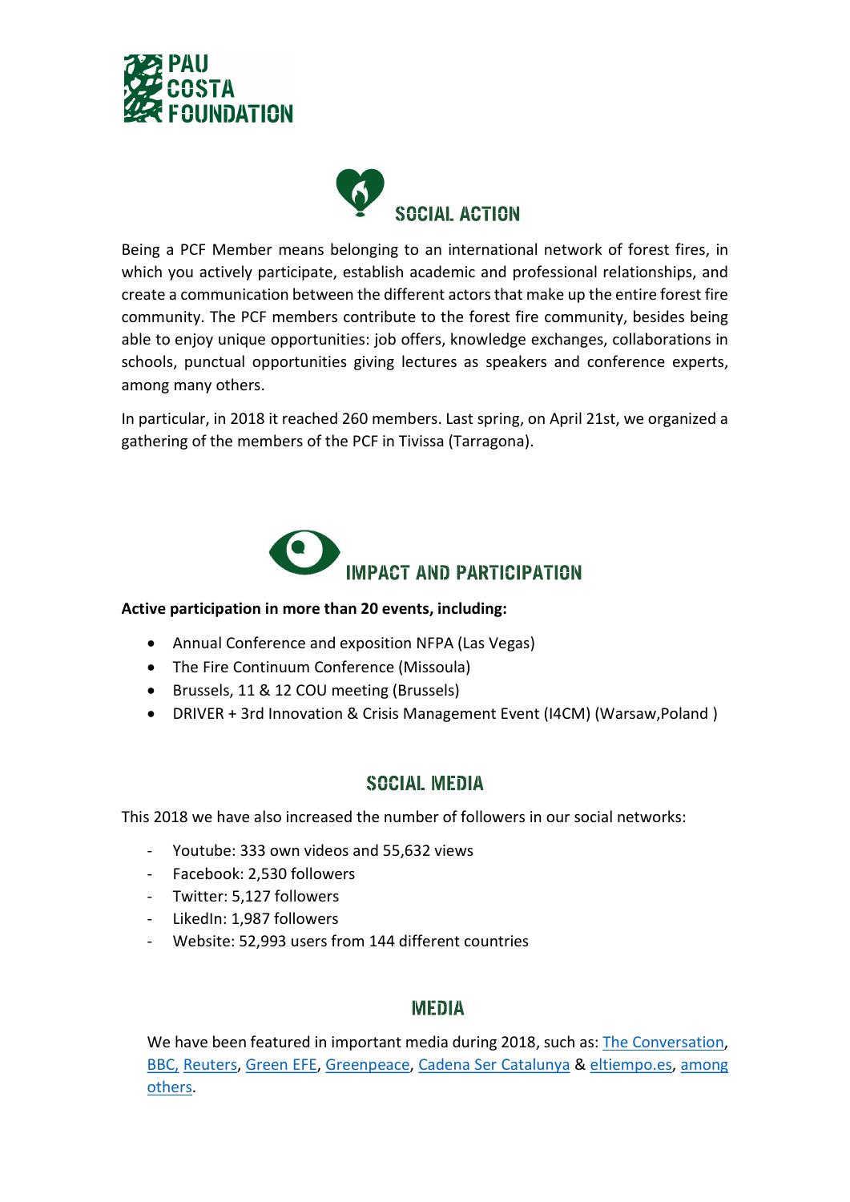## SOCIAL ACTION

Being a PCF Member means belonging to an international network of forest fires, in which you actively participate, establish academic and professional relationships, and create a communication between the different actors that make up the entire forest fire community. The PCF members contribute to the forest fire community, besides being able to enjoy unique opportunities: job offers, knowledge exchanges, collaborations in schools, punctual opportunities giving lectures as speakers and conference experts, among many others.

In particular, in 2018 it reached 260 members. Last spring, on April 21st, we organized a gathering of the members of the PCF in Tivissa (Tarragona).

## IMPACT AND PARTICIPATION

**Active participation in more than 20 events, including:**

- Annual Conference and exposition NFPA (Las Vegas)
- The Fire Continuum Conference (Missoula)
- Brussels, 11 & 12 COU meeting (Brussels)
- DRIVER + 3rd Innovation & Crisis Management Event (I4CM) (Warsaw,Poland )

## SOCIAL MEDIA

This 2018 we have also increased the number of followers in our social networks:

- Youtube: 333 own videos and 55,632 views
- Facebook: 2,530 followers
- Twitter: 5,127 followers
- LikedIn: 1,987 followers
- Website: 52,993 users from 144 different countries

## MEDIA

We have been featured in important media during 2018, such as: The Conversation, BBC, Reuters, Green EFE, Greenpeace, Cadena Ser Catalunya & eltiempo.es, among others.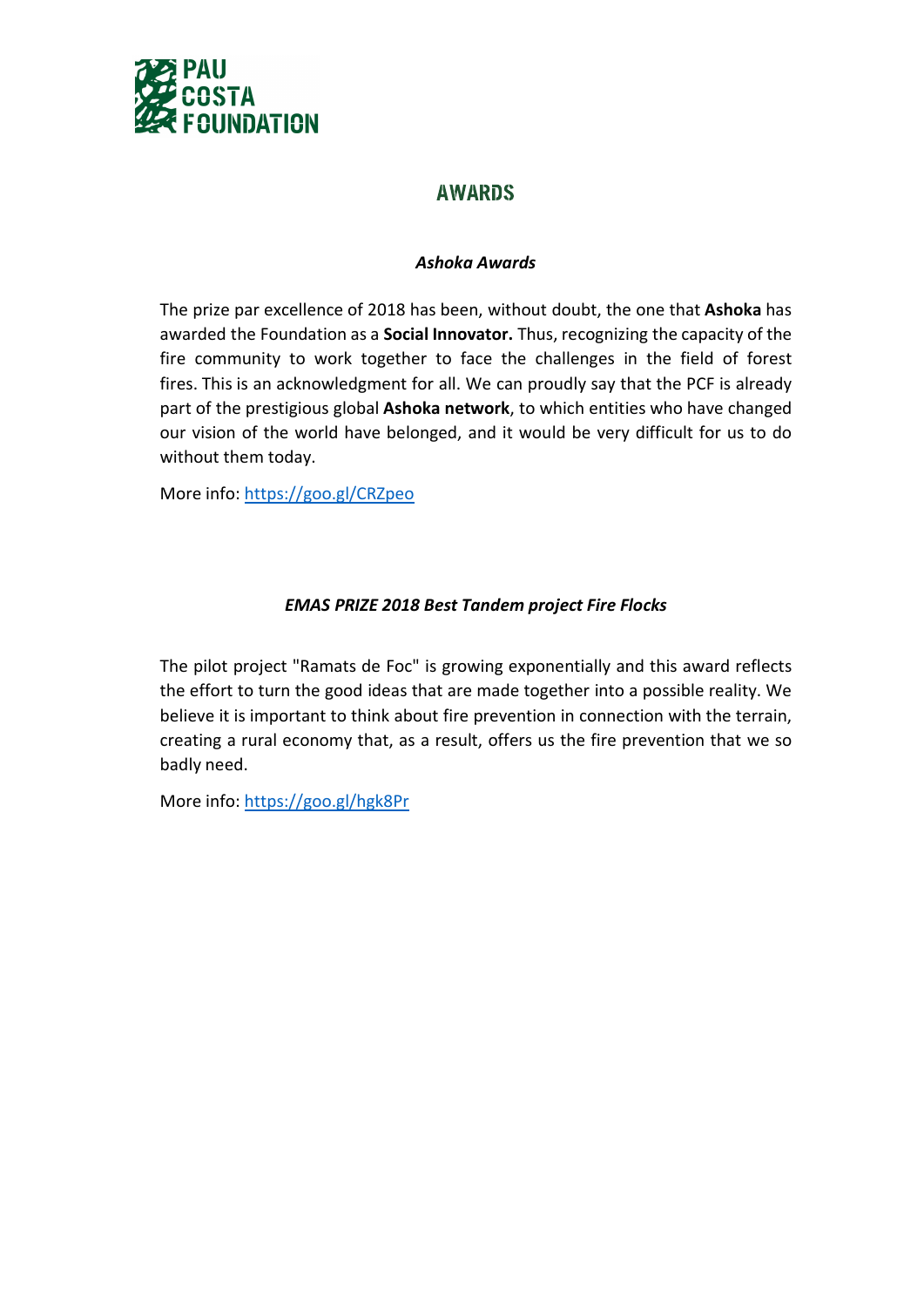## AWARDS

### *Ashoka Awards*

The prize par excellence of 2018 has been, without doubt, the one that **Ashoka** has awarded the Foundation as a **Social Innovator.** Thus, recognizing the capacity of the fire community to work together to face the challenges in the field of forest fires. This is an acknowledgment for all. We can proudly say that the PCF is already part of the prestigious global **Ashoka network**, to which entities who have changed our vision of the world have belonged, and it would be very difficult for us to do without them today.

More info: https://goo.gl/CRZpeo

### *EMAS PRIZE 2018 Best Tandem project Fire Flocks*

The pilot project "Ramats de Foc" is growing exponentially and this award reflects the effort to turn the good ideas that are made together into a possible reality. We believe it is important to think about fire prevention in connection with the terrain, creating a rural economy that, as a result, offers us the fire prevention that we so badly need.

More info: https://goo.gl/hgk8Pr